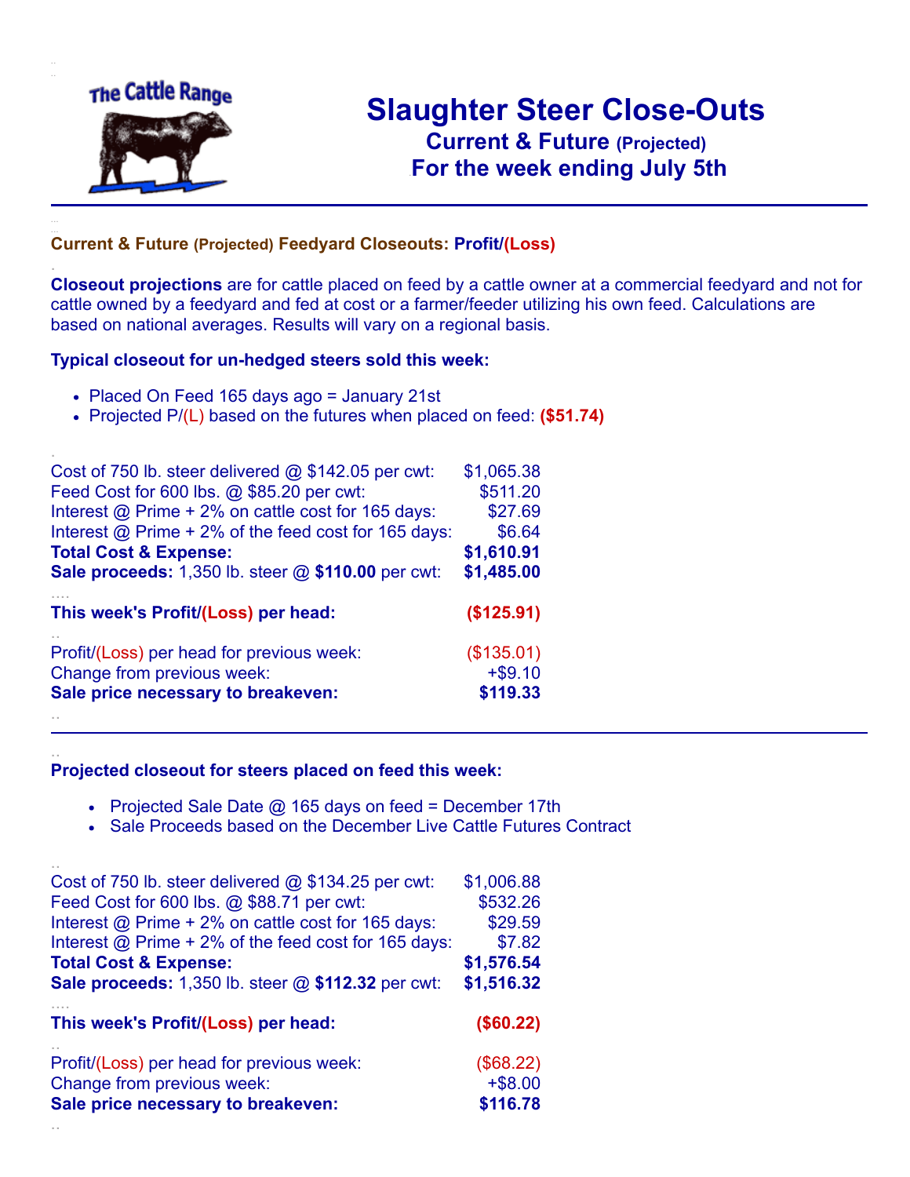The Cattle Range

# Slaughter Steer Close-Outs

## Current & Future (Projected)

## For the week ending July 5th

---

### Current & Future (Projected) Feedyard Closeouts: Profit/(Loss)

**Closeout projections** are for cattle placed on feed by a cattle owner at a commercial feedyard and not for cattle owned by a feedyard and fed at cost or a farmer/feeder utilizing his own feed. Calculations are based on national averages. Results will vary on a regional basis.

**Typical closeout for un-hedged steers sold this week:**

- Placed On Feed 165 days ago = January 21st
- Projected P/(L) based on the futures when placed on feed: **($51.74)**

| | |
|---|---|
| Cost of 750 lb. steer delivered @ $142.05 per cwt: | $1,065.38 |
| Feed Cost for 600 lbs. @ $85.20 per cwt: | $511.20 |
| Interest @ Prime + 2% on cattle cost for 165 days: | $27.69 |
| Interest @ Prime + 2% of the feed cost for 165 days: | $6.64 |
| **Total Cost & Expense:** | **$1,610.91** |
| **Sale proceeds:** 1,350 lb. steer @ **$110.00** per cwt: | **$1,485.00** |
| **This week's Profit/(Loss) per head:** | **($125.91)** |
| Profit/(Loss) per head for previous week: | ($135.01) |
| Change from previous week: | +$9.10 |
| **Sale price necessary to breakeven:** | **$119.33** |

---

**Projected closeout for steers placed on feed this week:**

- Projected Sale Date @ 165 days on feed = December 17th
- Sale Proceeds based on the December Live Cattle Futures Contract

| | |
|---|---|
| Cost of 750 lb. steer delivered @ $134.25 per cwt: | $1,006.88 |
| Feed Cost for 600 lbs. @ $88.71 per cwt: | $532.26 |
| Interest @ Prime + 2% on cattle cost for 165 days: | $29.59 |
| Interest @ Prime + 2% of the feed cost for 165 days: | $7.82 |
| **Total Cost & Expense:** | **$1,576.54** |
| **Sale proceeds:** 1,350 lb. steer @ **$112.32** per cwt: | **$1,516.32** |
| **This week's Profit/(Loss) per head:** | **($60.22)** |
| Profit/(Loss) per head for previous week: | ($68.22) |
| Change from previous week: | +$8.00 |
| **Sale price necessary to breakeven:** | **$116.78** |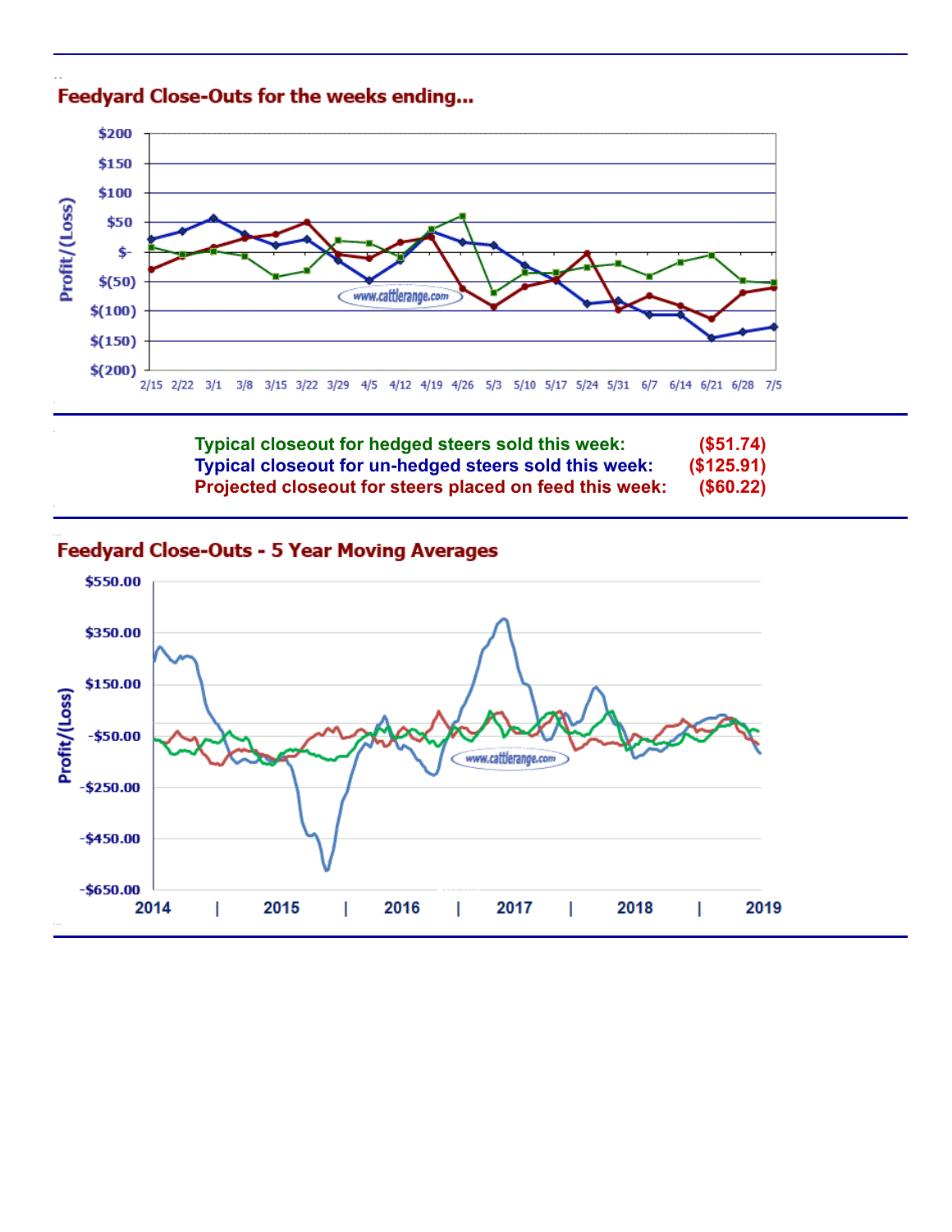## Feedyard Close-Outs for the weeks ending...

Profit/(Loss)

$200
$150
$100
$50
$-
$(50)
$(100)
$(150)
$(200)

2/15 2/22 3/1 3/8 3/15 3/22 3/29 4/5 4/12 4/19 4/26 5/3 5/10 5/17 5/24 5/31 6/7 6/14 6/21 6/28 7/5

www.cattlerange.com

Typical closeout for hedged steers sold this week: ($51.74)
Typical closeout for un-hedged steers sold this week: ($125.91)
Projected closeout for steers placed on feed this week: ($60.22)

## Feedyard Close-Outs - 5 Year Moving Averages

Profit/(Loss)

$550.00
$350.00
$150.00
-$50.00
-$250.00
-$450.00
-$650.00

2014 | 2015 | 2016 | 2017 | 2018 | 2019

www.cattlerange.com